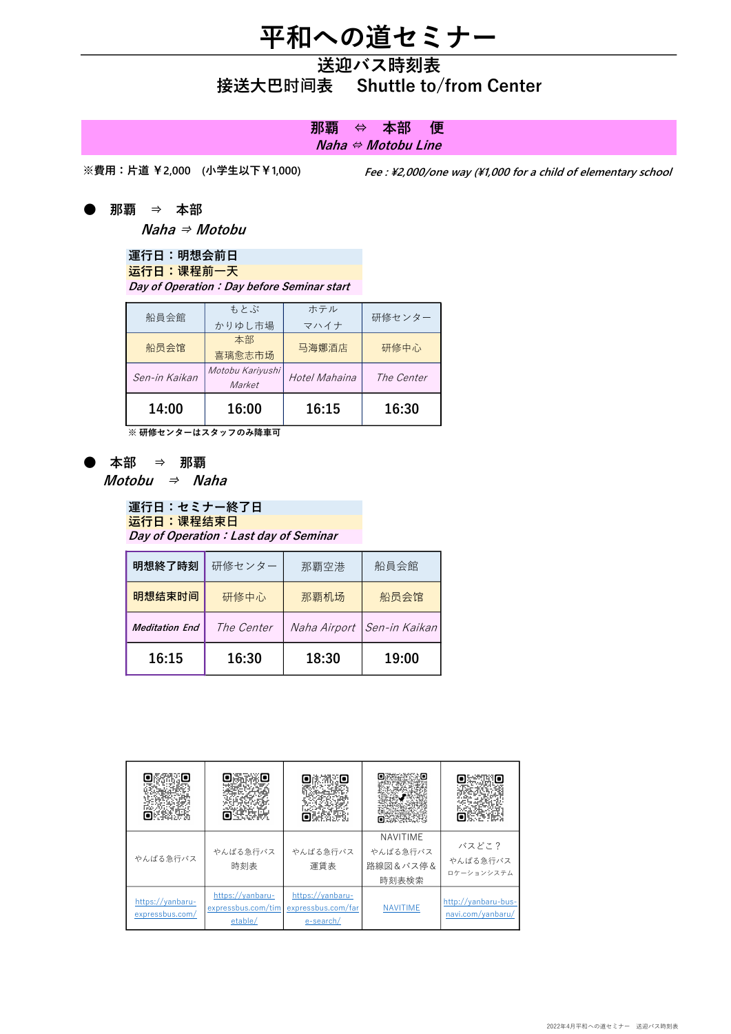# 平和への道セミナー

## 送迎バス時刻表

## 接送大巴时间表　Shuttle to/from Center

### 那覇　⇔　本部　便

### *Naha ⇔ Motobu Line*

※費用：片道 ￥2,000　(小学生以下￥1,000)　*Fee : ¥2,000/one way (¥1,000 for a child of elementary school*

### ● 那覇　⇒　本部

*Naha ⇒ Motobu*

**運行日：明想会前日**
**运行日：课程前一天**
***Day of Operation：Day before Seminar start***

| 船員会館 | もとぶ かりゆし市場 | ホテル マハイナ | 研修センター |
|---|---|---|---|
| 船员会馆 | 本部 喜瑠愈志市场 | 马海娜酒店 | 研修中心 |
| *Sen-in Kaikan* | *Motobu Kariyushi Market* | *Hotel Mahaina* | *The Center* |
| 14:00 | 16:00 | 16:15 | 16:30 |

※ 研修センターはスタッフのみ降車可

### ● 本部　⇒　那覇

*Motobu ⇒ Naha*

**運行日：セミナー終了日**
**运行日：课程结束日**
***Day of Operation：Last day of Seminar***

| 明想終了時刻 | 研修センター | 那覇空港 | 船員会館 |
|---|---|---|---|
| 明想结束时间 | 研修中心 | 那霸机场 | 船员会馆 |
| *Meditation End* | *The Center* | *Naha Airport* | *Sen-in Kaikan* |
| 16:15 | 16:30 | 18:30 | 19:00 |

| | | | | |
|---|---|---|---|---|
| やんばる急行バス | やんばる急行バス 時刻表 | やんばる急行バス 運賃表 | NAVITIME やんばる急行バス 路線図＆バス停＆ 時刻表検索 | バスどこ？ やんばる急行バス ロケーションシステム |
| https://yanbaru-expressbus.com/ | https://yanbaru-expressbus.com/timetable/ | https://yanbaru-expressbus.com/fare-search/ | NAVITIME | http://yanbaru-bus-navi.com/yanbaru/ |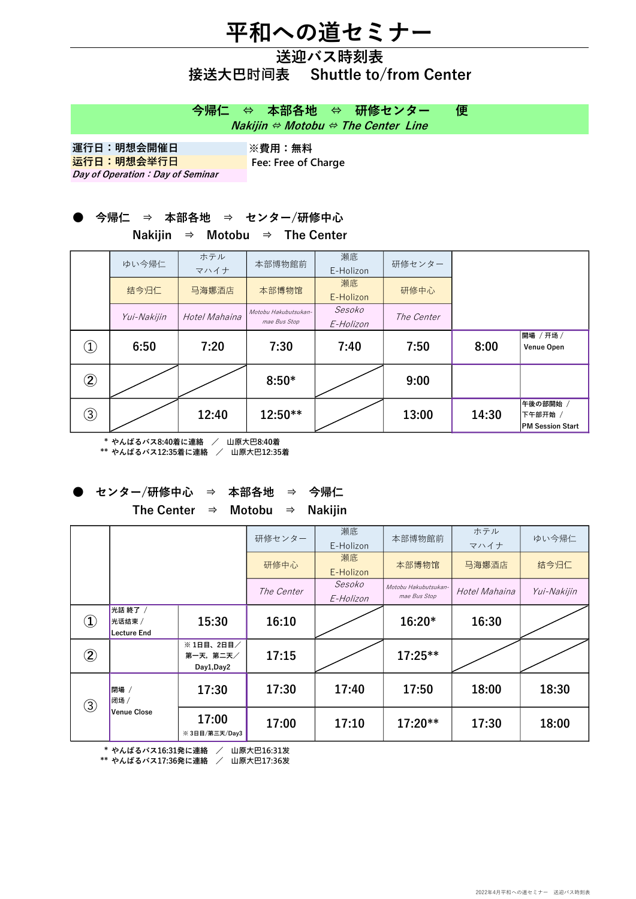# 平和への道セミナー

## 送迎バス時刻表
## 接送大巴时间表　Shuttle to/from Center

### 今帰仁　⇔　本部各地　⇔　研修センター　便
***Nakijin ⇔ Motobu ⇔ The Center  Line***

**運行日：明想会開催日**
**运行日：明想会举行日**
***Day of Operation：Day of Seminar***

**※費用：無料**
**Fee: Free of Charge**

### ●　今帰仁　⇒　本部各地　⇒　センター/研修中心
### Nakijin　⇒　Motobu　⇒　The Center

| | ゆい今帰仁 | ホテル マハイナ | 本部博物館前 | 瀬底 E-Holizon | 研修センター | | |
|---|---|---|---|---|---|---|---|
| | 结今归仁 | 马海娜酒店 | 本部博物馆 | 瀬底 E-Holizon | 研修中心 | | |
| | *Yui-Nakijin* | *Hotel Mahaina* | *Motobu Hakubutsukan-mae Bus Stop* | *Sesoko E-Holizon* | *The Center* | | |
| ① | 6:50 | 7:20 | 7:30 | 7:40 | 7:50 | 8:00 | 開場 / 开场 / Venue Open |
| ② | | | 8:50* | | 9:00 | | |
| ③ | | 12:40 | 12:50** | | 13:00 | 14:30 | 午後の部開始 / 下午部开始 / PM Session Start |

\* やんばるバス8:40着に連絡　／　山原大巴8:40着
\*\* やんばるバス12:35着に連絡　／　山原大巴12:35着

### ●　センター/研修中心　⇒　本部各地　⇒　今帰仁
### The Center　⇒　Motobu　⇒　Nakijin

| | | | 研修センター | 瀬底 E-Holizon | 本部博物館前 | ホテル マハイナ | ゆい今帰仁 |
|---|---|---|---|---|---|---|---|
| | | | 研修中心 | 瀬底 E-Holizon | 本部博物馆 | 马海娜酒店 | 结今归仁 |
| | | | *The Center* | *Sesoko E-Holizon* | *Motobu Hakubutsukan-mae Bus Stop* | *Hotel Mahaina* | *Yui-Nakijin* |
| ① | 光話 終了 / 光话结束 / Lecture End | 15:30 | 16:10 | | 16:20* | 16:30 | |
| ② | | ※1日目、2日目／第一天、第二天／Day1,Day2 | 17:15 | | 17:25** | | |
| ③ | 閉場 / 闭场 / Venue Close | 17:30 | 17:30 | 17:40 | 17:50 | 18:00 | 18:30 |
| | | 17:00 ※3日目/第三天/Day3 | 17:00 | 17:10 | 17:20** | 17:30 | 18:00 |

\* やんばるバス16:31発に連絡　／　山原大巴16:31发
\*\* やんばるバス17:36発に連絡　／　山原大巴17:36发